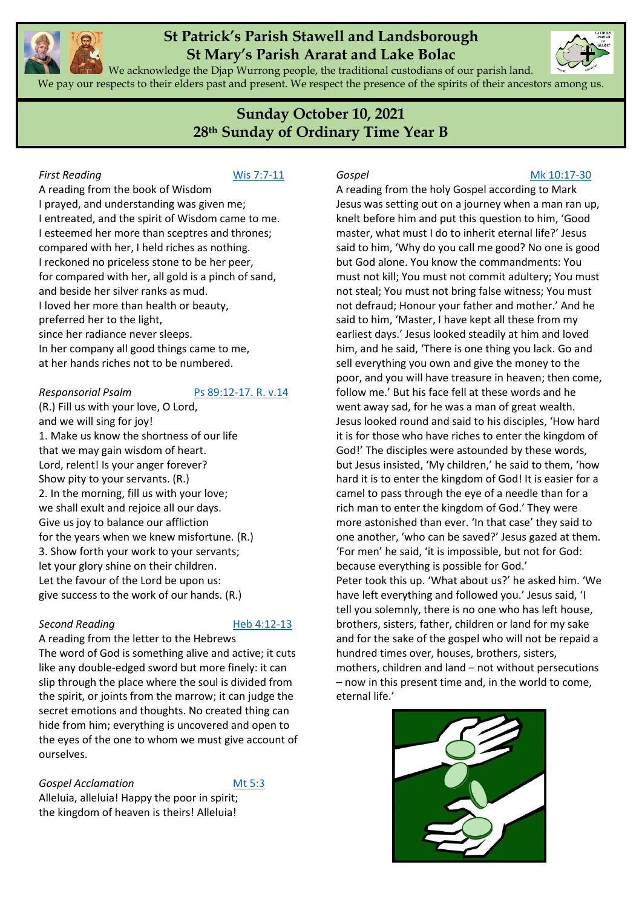# St Patrick's Parish Stawell and Landsborough
# St Mary's Parish Ararat and Lake Bolac

We acknowledge the Djap Wurrong people, the traditional custodians of our parish land. We pay our respects to their elders past and present. We respect the presence of the spirits of their ancestors among us.

## Sunday October 10, 2021
## 28th Sunday of Ordinary Time Year B

*First Reading* Wis 7:7-11

A reading from the book of Wisdom
I prayed, and understanding was given me;
I entreated, and the spirit of Wisdom came to me.
I esteemed her more than sceptres and thrones;
compared with her, I held riches as nothing.
I reckoned no priceless stone to be her peer,
for compared with her, all gold is a pinch of sand,
and beside her silver ranks as mud.
I loved her more than health or beauty,
preferred her to the light,
since her radiance never sleeps.
In her company all good things came to me,
at her hands riches not to be numbered.

*Responsorial Psalm* Ps 89:12-17. R. v.14

(R.) Fill us with your love, O Lord,
and we will sing for joy!
1. Make us know the shortness of our life
that we may gain wisdom of heart.
Lord, relent! Is your anger forever?
Show pity to your servants. (R.)
2. In the morning, fill us with your love;
we shall exult and rejoice all our days.
Give us joy to balance our affliction
for the years when we knew misfortune. (R.)
3. Show forth your work to your servants;
let your glory shine on their children.
Let the favour of the Lord be upon us:
give success to the work of our hands. (R.)

*Second Reading* Heb 4:12-13

A reading from the letter to the Hebrews
The word of God is something alive and active; it cuts like any double-edged sword but more finely: it can slip through the place where the soul is divided from the spirit, or joints from the marrow; it can judge the secret emotions and thoughts. No created thing can hide from him; everything is uncovered and open to the eyes of the one to whom we must give account of ourselves.

*Gospel Acclamation* Mt 5:3

Alleluia, alleluia! Happy the poor in spirit;
the kingdom of heaven is theirs! Alleluia!

*Gospel* Mk 10:17-30

A reading from the holy Gospel according to Mark
Jesus was setting out on a journey when a man ran up, knelt before him and put this question to him, 'Good master, what must I do to inherit eternal life?' Jesus said to him, 'Why do you call me good? No one is good but God alone. You know the commandments: You must not kill; You must not commit adultery; You must not steal; You must not bring false witness; You must not defraud; Honour your father and mother.' And he said to him, 'Master, I have kept all these from my earliest days.' Jesus looked steadily at him and loved him, and he said, 'There is one thing you lack. Go and sell everything you own and give the money to the poor, and you will have treasure in heaven; then come, follow me.' But his face fell at these words and he went away sad, for he was a man of great wealth. Jesus looked round and said to his disciples, 'How hard it is for those who have riches to enter the kingdom of God!' The disciples were astounded by these words, but Jesus insisted, 'My children,' he said to them, 'how hard it is to enter the kingdom of God! It is easier for a camel to pass through the eye of a needle than for a rich man to enter the kingdom of God.' They were more astonished than ever. 'In that case' they said to one another, 'who can be saved?' Jesus gazed at them. 'For men' he said, 'it is impossible, but not for God: because everything is possible for God.'
Peter took this up. 'What about us?' he asked him. 'We have left everything and followed you.' Jesus said, 'I tell you solemnly, there is no one who has left house, brothers, sisters, father, children or land for my sake and for the sake of the gospel who will not be repaid a hundred times over, houses, brothers, sisters, mothers, children and land – not without persecutions – now in this present time and, in the world to come, eternal life.'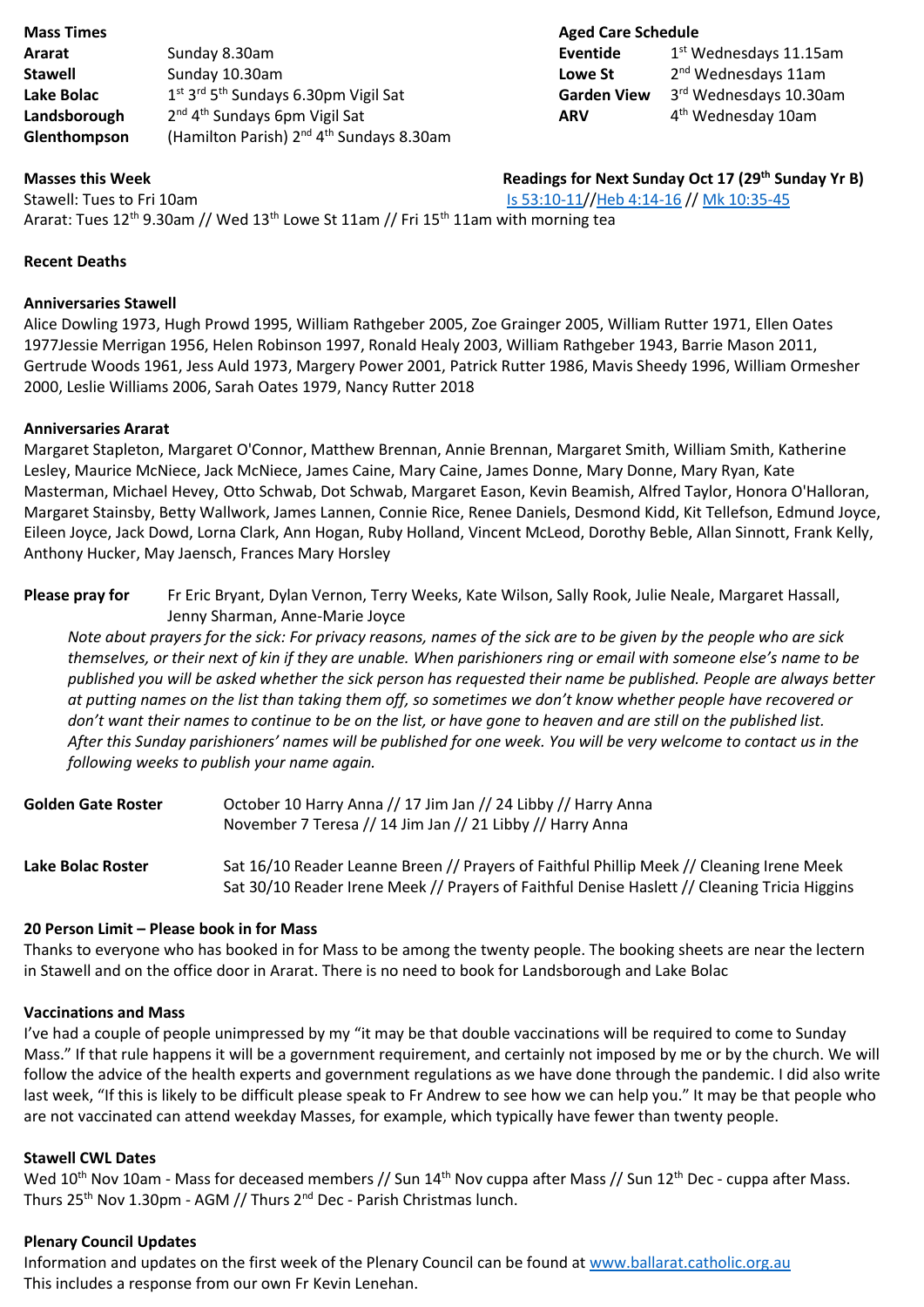**Mass Times**

| | |
|---|---|
| **Ararat** | Sunday 8.30am |
| **Stawell** | Sunday 10.30am |
| **Lake Bolac** | 1st 3rd 5th Sundays 6.30pm Vigil Sat |
| **Landsborough** | 2nd 4th Sundays 6pm Vigil Sat |
| **Glenthompson** | (Hamilton Parish) 2nd 4th Sundays 8.30am |

**Aged Care Schedule**

| | |
|---|---|
| **Eventide** | 1st Wednesdays 11.15am |
| **Lowe St** | 2nd Wednesdays 11am |
| **Garden View** | 3rd Wednesdays 10.30am |
| **ARV** | 4th Wednesday 10am |

**Masses this Week**

Stawell: Tues to Fri 10am

Ararat: Tues 12th 9.30am // Wed 13th Lowe St 11am // Fri 15th 11am with morning tea

**Readings for Next Sunday Oct 17 (29th Sunday Yr B)**

Is 53:10-11//Heb 4:14-16 // Mk 10:35-45

**Recent Deaths**

**Anniversaries Stawell**

Alice Dowling 1973, Hugh Prowd 1995, William Rathgeber 2005, Zoe Grainger 2005, William Rutter 1971, Ellen Oates 1977Jessie Merrigan 1956, Helen Robinson 1997, Ronald Healy 2003, William Rathgeber 1943, Barrie Mason 2011, Gertrude Woods 1961, Jess Auld 1973, Margery Power 2001, Patrick Rutter 1986, Mavis Sheedy 1996, William Ormesher 2000, Leslie Williams 2006, Sarah Oates 1979, Nancy Rutter 2018

**Anniversaries Ararat**

Margaret Stapleton, Margaret O'Connor, Matthew Brennan, Annie Brennan, Margaret Smith, William Smith, Katherine Lesley, Maurice McNiece, Jack McNiece, James Caine, Mary Caine, James Donne, Mary Donne, Mary Ryan, Kate Masterman, Michael Hevey, Otto Schwab, Dot Schwab, Margaret Eason, Kevin Beamish, Alfred Taylor, Honora O'Halloran, Margaret Stainsby, Betty Wallwork, James Lannen, Connie Rice, Renee Daniels, Desmond Kidd, Kit Tellefson, Edmund Joyce, Eileen Joyce, Jack Dowd, Lorna Clark, Ann Hogan, Ruby Holland, Vincent McLeod, Dorothy Beble, Allan Sinnott, Frank Kelly, Anthony Hucker, May Jaensch, Frances Mary Horsley

**Please pray for** Fr Eric Bryant, Dylan Vernon, Terry Weeks, Kate Wilson, Sally Rook, Julie Neale, Margaret Hassall, Jenny Sharman, Anne-Marie Joyce

*Note about prayers for the sick: For privacy reasons, names of the sick are to be given by the people who are sick themselves, or their next of kin if they are unable. When parishioners ring or email with someone else's name to be published you will be asked whether the sick person has requested their name be published. People are always better at putting names on the list than taking them off, so sometimes we don't know whether people have recovered or don't want their names to continue to be on the list, or have gone to heaven and are still on the published list. After this Sunday parishioners' names will be published for one week. You will be very welcome to contact us in the following weeks to publish your name again.*

**Golden Gate Roster**

October 10 Harry Anna // 17 Jim Jan // 24 Libby // Harry Anna
November 7 Teresa // 14 Jim Jan // 21 Libby // Harry Anna

**Lake Bolac Roster**

Sat 16/10 Reader Leanne Breen // Prayers of Faithful Phillip Meek // Cleaning Irene Meek
Sat 30/10 Reader Irene Meek // Prayers of Faithful Denise Haslett // Cleaning Tricia Higgins

**20 Person Limit – Please book in for Mass**

Thanks to everyone who has booked in for Mass to be among the twenty people. The booking sheets are near the lectern in Stawell and on the office door in Ararat. There is no need to book for Landsborough and Lake Bolac

**Vaccinations and Mass**

I've had a couple of people unimpressed by my "it may be that double vaccinations will be required to come to Sunday Mass." If that rule happens it will be a government requirement, and certainly not imposed by me or by the church. We will follow the advice of the health experts and government regulations as we have done through the pandemic. I did also write last week, "If this is likely to be difficult please speak to Fr Andrew to see how we can help you." It may be that people who are not vaccinated can attend weekday Masses, for example, which typically have fewer than twenty people.

**Stawell CWL Dates**

Wed 10th Nov 10am - Mass for deceased members // Sun 14th Nov cuppa after Mass // Sun 12th Dec - cuppa after Mass. Thurs 25th Nov 1.30pm - AGM // Thurs 2nd Dec - Parish Christmas lunch.

**Plenary Council Updates**

Information and updates on the first week of the Plenary Council can be found at www.ballarat.catholic.org.au
This includes a response from our own Fr Kevin Lenehan.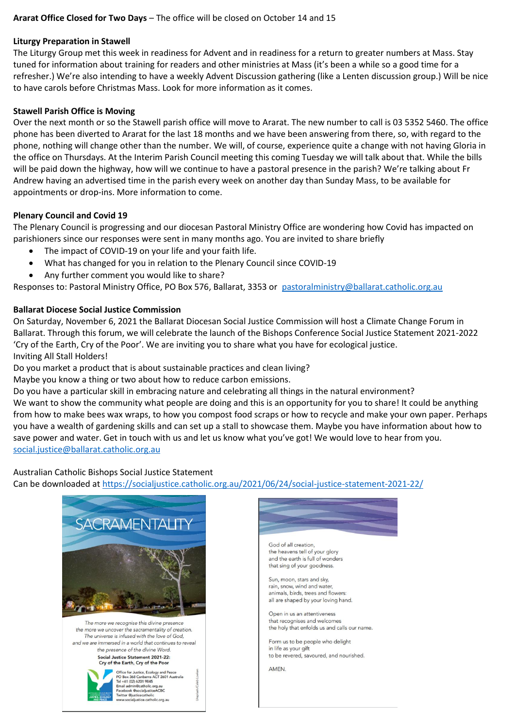**Ararat Office Closed for Two Days** – The office will be closed on October 14 and 15

**Liturgy Preparation in Stawell**

The Liturgy Group met this week in readiness for Advent and in readiness for a return to greater numbers at Mass. Stay tuned for information about training for readers and other ministries at Mass (it's been a while so a good time for a refresher.) We're also intending to have a weekly Advent Discussion gathering (like a Lenten discussion group.) Will be nice to have carols before Christmas Mass. Look for more information as it comes.

**Stawell Parish Office is Moving**

Over the next month or so the Stawell parish office will move to Ararat. The new number to call is 03 5352 5460. The office phone has been diverted to Ararat for the last 18 months and we have been answering from there, so, with regard to the phone, nothing will change other than the number. We will, of course, experience quite a change with not having Gloria in the office on Thursdays. At the Interim Parish Council meeting this coming Tuesday we will talk about that. While the bills will be paid down the highway, how will we continue to have a pastoral presence in the parish? We're talking about Fr Andrew having an advertised time in the parish every week on another day than Sunday Mass, to be available for appointments or drop-ins. More information to come.

**Plenary Council and Covid 19**

The Plenary Council is progressing and our diocesan Pastoral Ministry Office are wondering how Covid has impacted on parishioners since our responses were sent in many months ago. You are invited to share briefly

- The impact of COVID-19 on your life and your faith life.
- What has changed for you in relation to the Plenary Council since COVID-19
- Any further comment you would like to share?

Responses to: Pastoral Ministry Office, PO Box 576, Ballarat, 3353 or pastoralministry@ballarat.catholic.org.au

**Ballarat Diocese Social Justice Commission**

On Saturday, November 6, 2021 the Ballarat Diocesan Social Justice Commission will host a Climate Change Forum in Ballarat. Through this forum, we will celebrate the launch of the Bishops Conference Social Justice Statement 2021-2022 'Cry of the Earth, Cry of the Poor'. We are inviting you to share what you have for ecological justice.
Inviting All Stall Holders!
Do you market a product that is about sustainable practices and clean living?
Maybe you know a thing or two about how to reduce carbon emissions.
Do you have a particular skill in embracing nature and celebrating all things in the natural environment?
We want to show the community what people are doing and this is an opportunity for you to share! It could be anything from how to make bees wax wraps, to how you compost food scraps or how to recycle and make your own paper. Perhaps you have a wealth of gardening skills and can set up a stall to showcase them. Maybe you have information about how to save power and water. Get in touch with us and let us know what you've got! We would love to hear from you.
social.justice@ballarat.catholic.org.au

Australian Catholic Bishops Social Justice Statement
Can be downloaded at https://socialjustice.catholic.org.au/2021/06/24/social-justice-statement-2021-22/

SACRAMENTALITY

*The more we recognise this divine presence the more we uncover the sacramentality of creation. The universe is infused with the love of God, and we are immersed in a world that continues to reveal the presence of the divine Word.*

**Social Justice Statement 2021-22: Cry of the Earth, Cry of the Poor**

Office for Justice, Ecology and Peace
PO Box 368 Canberra ACT 2601 Australia
Tel +61 (02) 6201 9845
Email admin@catholic.org.au
Facebook @socialjusticeACBC
Twitter @justicecatholic
www.socialjustice.catholic.org.au

God of all creation,
the heavens tell of your glory
and the earth is full of wonders
that sing of your goodness.

Sun, moon, stars and sky,
rain, snow, wind and water,
animals, birds, trees and flowers:
all are shaped by your loving hand.

Open in us an attentiveness
that recognises and welcomes
the holy that enfolds us and calls our name.

Form us to be people who delight
in life as your gift
to be revered, savoured, and nourished.

AMEN.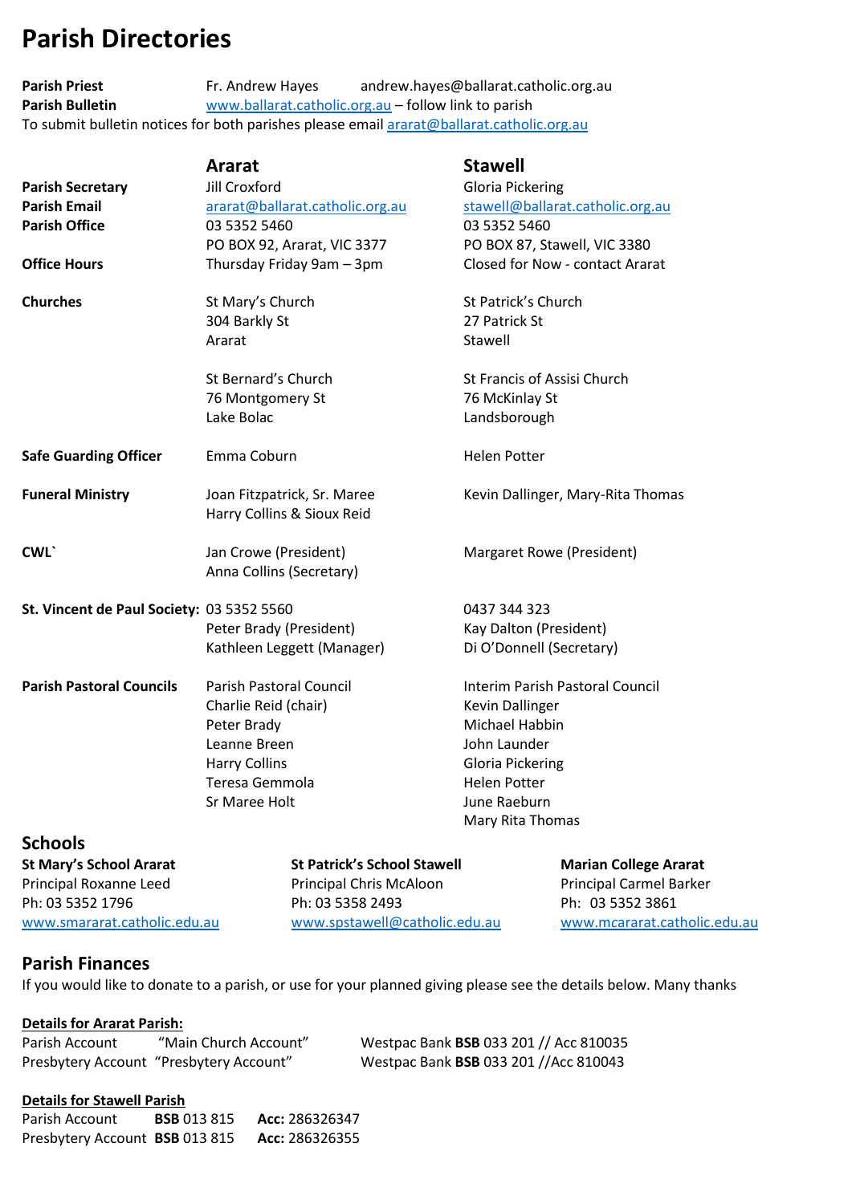# Parish Directories

**Parish Priest** Fr. Andrew Hayes andrew.hayes@ballarat.catholic.org.au
**Parish Bulletin** www.ballarat.catholic.org.au – follow link to parish
To submit bulletin notices for both parishes please email ararat@ballarat.catholic.org.au

| | Ararat | Stawell |
|---|---|---|
| **Parish Secretary** | Jill Croxford | Gloria Pickering |
| **Parish Email** | ararat@ballarat.catholic.org.au | stawell@ballarat.catholic.org.au |
| **Parish Office** | 03 5352 5460<br>PO BOX 92, Ararat, VIC 3377 | 03 5352 5460<br>PO BOX 87, Stawell, VIC 3380 |
| **Office Hours** | Thursday Friday 9am – 3pm | Closed for Now - contact Ararat |
| **Churches** | St Mary's Church<br>304 Barkly St<br>Ararat<br><br>St Bernard's Church<br>76 Montgomery St<br>Lake Bolac | St Patrick's Church<br>27 Patrick St<br>Stawell<br><br>St Francis of Assisi Church<br>76 McKinlay St<br>Landsborough |
| **Safe Guarding Officer** | Emma Coburn | Helen Potter |
| **Funeral Ministry** | Joan Fitzpatrick, Sr. Maree<br>Harry Collins & Sioux Reid | Kevin Dallinger, Mary-Rita Thomas |
| **CWL`** | Jan Crowe (President)<br>Anna Collins (Secretary) | Margaret Rowe (President) |
| **St. Vincent de Paul Society:** | 03 5352 5560<br>Peter Brady (President)<br>Kathleen Leggett (Manager) | 0437 344 323<br>Kay Dalton (President)<br>Di O'Donnell (Secretary) |
| **Parish Pastoral Councils** | Parish Pastoral Council<br>Charlie Reid (chair)<br>Peter Brady<br>Leanne Breen<br>Harry Collins<br>Teresa Gemmola<br>Sr Maree Holt | Interim Parish Pastoral Council<br>Kevin Dallinger<br>Michael Habbin<br>John Launder<br>Gloria Pickering<br>Helen Potter<br>June Raeburn<br>Mary Rita Thomas |

## Schools

**St Mary's School Ararat**
Principal Roxanne Leed
Ph: 03 5352 1796
www.smararat.catholic.edu.au

**St Patrick's School Stawell**
Principal Chris McAloon
Ph: 03 5358 2493
www.spstawell@catholic.edu.au

**Marian College Ararat**
Principal Carmel Barker
Ph: 03 5352 3861
www.mcararat.catholic.edu.au

## Parish Finances

If you would like to donate to a parish, or use for your planned giving please see the details below. Many thanks

**Details for Ararat Parish:**

Parish Account "Main Church Account" Westpac Bank **BSB** 033 201 // Acc 810035
Presbytery Account "Presbytery Account" Westpac Bank **BSB** 033 201 //Acc 810043

**Details for Stawell Parish**

Parish Account **BSB** 013 815 **Acc:** 286326347
Presbytery Account **BSB** 013 815 **Acc:** 286326355